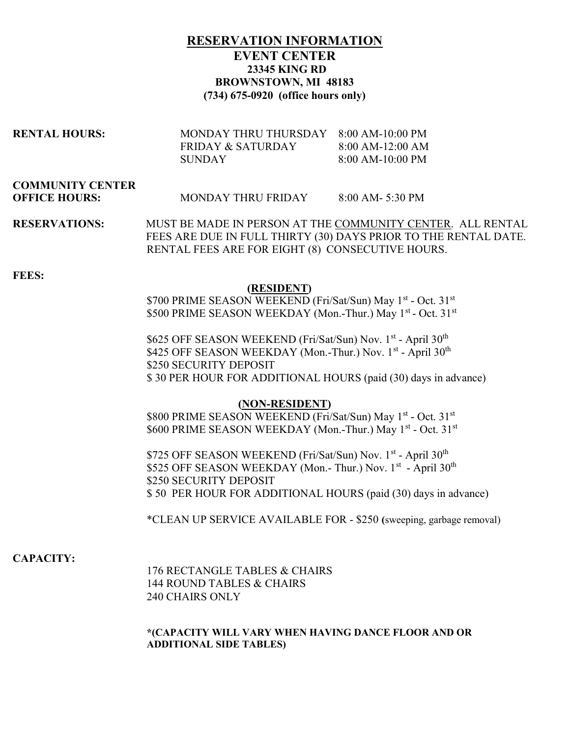# RESERVATION INFORMATION

## EVENT CENTER

**23345 KING RD**
**BROWNSTOWN, MI 48183**
**(734) 675-0920 (office hours only)**

| **RENTAL HOURS:** | MONDAY THRU THURSDAY | 8:00 AM-10:00 PM |
|---|---|---|
| | FRIDAY & SATURDAY | 8:00 AM-12:00 AM |
| | SUNDAY | 8:00 AM-10:00 PM |

**COMMUNITY CENTER OFFICE HOURS:** MONDAY THRU FRIDAY 8:00 AM- 5:30 PM

**RESERVATIONS:** MUST BE MADE IN PERSON AT THE COMMUNITY CENTER. ALL RENTAL FEES ARE DUE IN FULL THIRTY (30) DAYS PRIOR TO THE RENTAL DATE. RENTAL FEES ARE FOR EIGHT (8) CONSECUTIVE HOURS.

**FEES:**

**(RESIDENT)**

$700 PRIME SEASON WEEKEND (Fri/Sat/Sun) May 1st - Oct. 31st
$500 PRIME SEASON WEEKDAY (Mon.-Thur.) May 1st - Oct. 31st

$625 OFF SEASON WEEKEND (Fri/Sat/Sun) Nov. 1st - April 30th
$425 OFF SEASON WEEKDAY (Mon.-Thur.) Nov. 1st - April 30th
$250 SECURITY DEPOSIT
$ 30 PER HOUR FOR ADDITIONAL HOURS (paid (30) days in advance)

**(NON-RESIDENT)**

$800 PRIME SEASON WEEKEND (Fri/Sat/Sun) May 1st - Oct. 31st
$600 PRIME SEASON WEEKDAY (Mon.-Thur.) May 1st - Oct. 31st

$725 OFF SEASON WEEKEND (Fri/Sat/Sun) Nov. 1st - April 30th
$525 OFF SEASON WEEKDAY (Mon.- Thur.) Nov. 1st - April 30th
$250 SECURITY DEPOSIT
$ 50 PER HOUR FOR ADDITIONAL HOURS (paid (30) days in advance)

*CLEAN UP SERVICE AVAILABLE FOR - $250 (sweeping, garbage removal)

**CAPACITY:**

176 RECTANGLE TABLES & CHAIRS
144 ROUND TABLES & CHAIRS
240 CHAIRS ONLY

***(CAPACITY WILL VARY WHEN HAVING DANCE FLOOR AND OR ADDITIONAL SIDE TABLES)**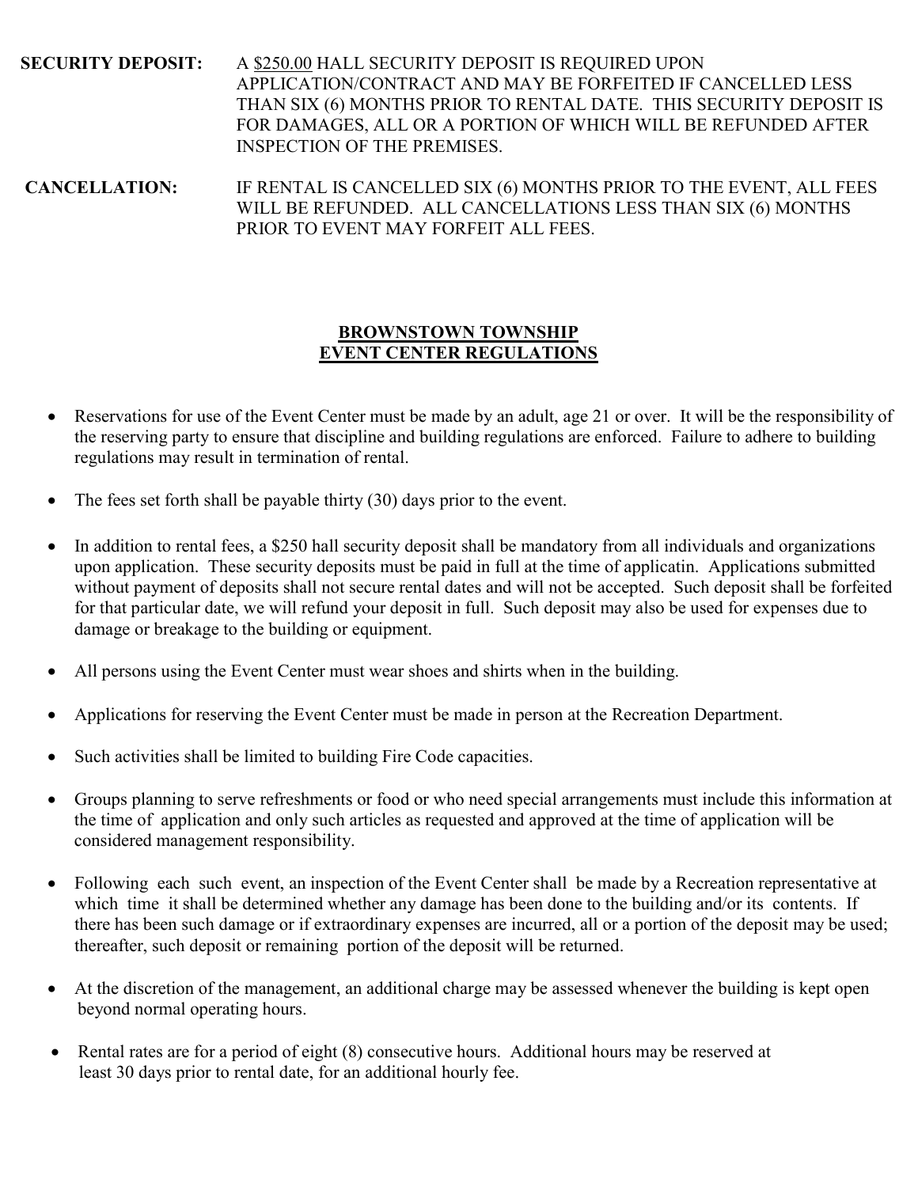**SECURITY DEPOSIT:** A <u>$250.00</u> HALL SECURITY DEPOSIT IS REQUIRED UPON APPLICATION/CONTRACT AND MAY BE FORFEITED IF CANCELLED LESS THAN SIX (6) MONTHS PRIOR TO RENTAL DATE. THIS SECURITY DEPOSIT IS FOR DAMAGES, ALL OR A PORTION OF WHICH WILL BE REFUNDED AFTER INSPECTION OF THE PREMISES.

**CANCELLATION:** IF RENTAL IS CANCELLED SIX (6) MONTHS PRIOR TO THE EVENT, ALL FEES WILL BE REFUNDED. ALL CANCELLATIONS LESS THAN SIX (6) MONTHS PRIOR TO EVENT MAY FORFEIT ALL FEES.

## BROWNSTOWN TOWNSHIP
## EVENT CENTER REGULATIONS

- Reservations for use of the Event Center must be made by an adult, age 21 or over. It will be the responsibility of the reserving party to ensure that discipline and building regulations are enforced. Failure to adhere to building regulations may result in termination of rental.
- The fees set forth shall be payable thirty (30) days prior to the event.
- In addition to rental fees, a $250 hall security deposit shall be mandatory from all individuals and organizations upon application. These security deposits must be paid in full at the time of applicatin. Applications submitted without payment of deposits shall not secure rental dates and will not be accepted. Such deposit shall be forfeited for that particular date, we will refund your deposit in full. Such deposit may also be used for expenses due to damage or breakage to the building or equipment.
- All persons using the Event Center must wear shoes and shirts when in the building.
- Applications for reserving the Event Center must be made in person at the Recreation Department.
- Such activities shall be limited to building Fire Code capacities.
- Groups planning to serve refreshments or food or who need special arrangements must include this information at the time of application and only such articles as requested and approved at the time of application will be considered management responsibility.
- Following each such event, an inspection of the Event Center shall be made by a Recreation representative at which time it shall be determined whether any damage has been done to the building and/or its contents. If there has been such damage or if extraordinary expenses are incurred, all or a portion of the deposit may be used; thereafter, such deposit or remaining portion of the deposit will be returned.
- At the discretion of the management, an additional charge may be assessed whenever the building is kept open beyond normal operating hours.
- Rental rates are for a period of eight (8) consecutive hours. Additional hours may be reserved at least 30 days prior to rental date, for an additional hourly fee.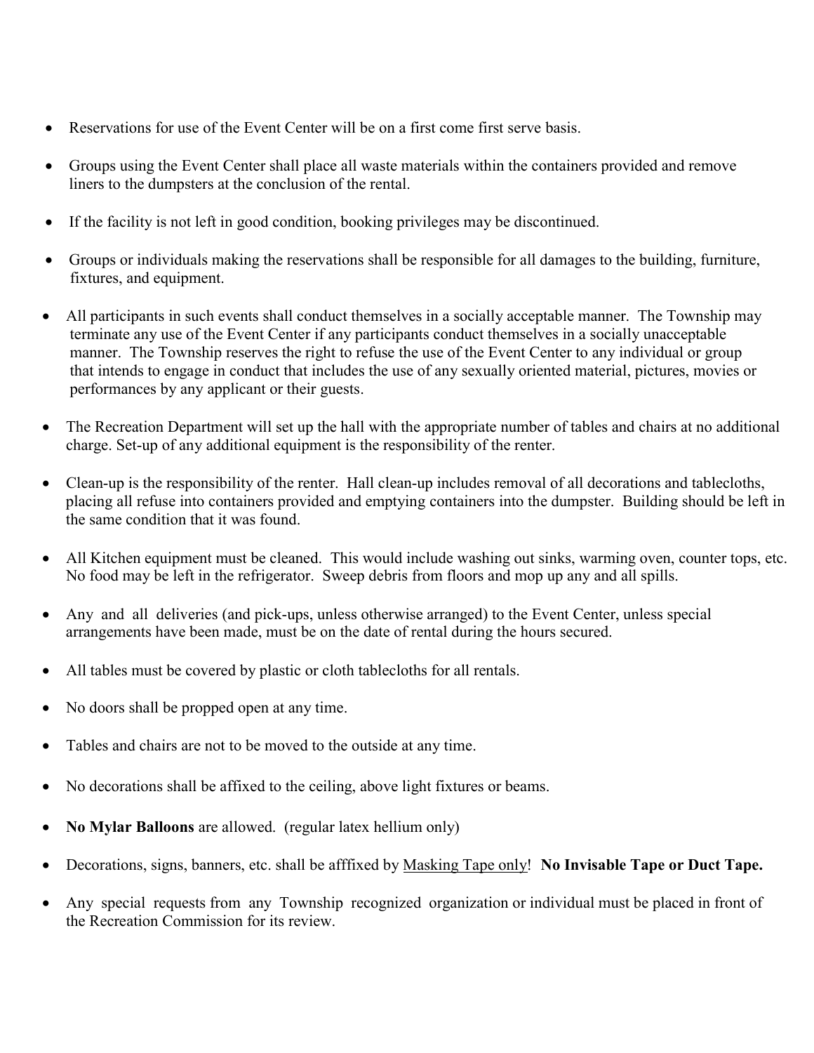- Reservations for use of the Event Center will be on a first come first serve basis.
- Groups using the Event Center shall place all waste materials within the containers provided and remove liners to the dumpsters at the conclusion of the rental.
- If the facility is not left in good condition, booking privileges may be discontinued.
- Groups or individuals making the reservations shall be responsible for all damages to the building, furniture, fixtures, and equipment.
- All participants in such events shall conduct themselves in a socially acceptable manner. The Township may terminate any use of the Event Center if any participants conduct themselves in a socially unacceptable manner. The Township reserves the right to refuse the use of the Event Center to any individual or group that intends to engage in conduct that includes the use of any sexually oriented material, pictures, movies or performances by any applicant or their guests.
- The Recreation Department will set up the hall with the appropriate number of tables and chairs at no additional charge. Set-up of any additional equipment is the responsibility of the renter.
- Clean-up is the responsibility of the renter. Hall clean-up includes removal of all decorations and tablecloths, placing all refuse into containers provided and emptying containers into the dumpster. Building should be left in the same condition that it was found.
- All Kitchen equipment must be cleaned. This would include washing out sinks, warming oven, counter tops, etc. No food may be left in the refrigerator. Sweep debris from floors and mop up any and all spills.
- Any and all deliveries (and pick-ups, unless otherwise arranged) to the Event Center, unless special arrangements have been made, must be on the date of rental during the hours secured.
- All tables must be covered by plastic or cloth tablecloths for all rentals.
- No doors shall be propped open at any time.
- Tables and chairs are not to be moved to the outside at any time.
- No decorations shall be affixed to the ceiling, above light fixtures or beams.
- **No Mylar Balloons** are allowed. (regular latex hellium only)
- Decorations, signs, banners, etc. shall be afffixed by <u>Masking Tape only</u>! **No Invisable Tape or Duct Tape.**
- Any special requests from any Township recognized organization or individual must be placed in front of the Recreation Commission for its review.